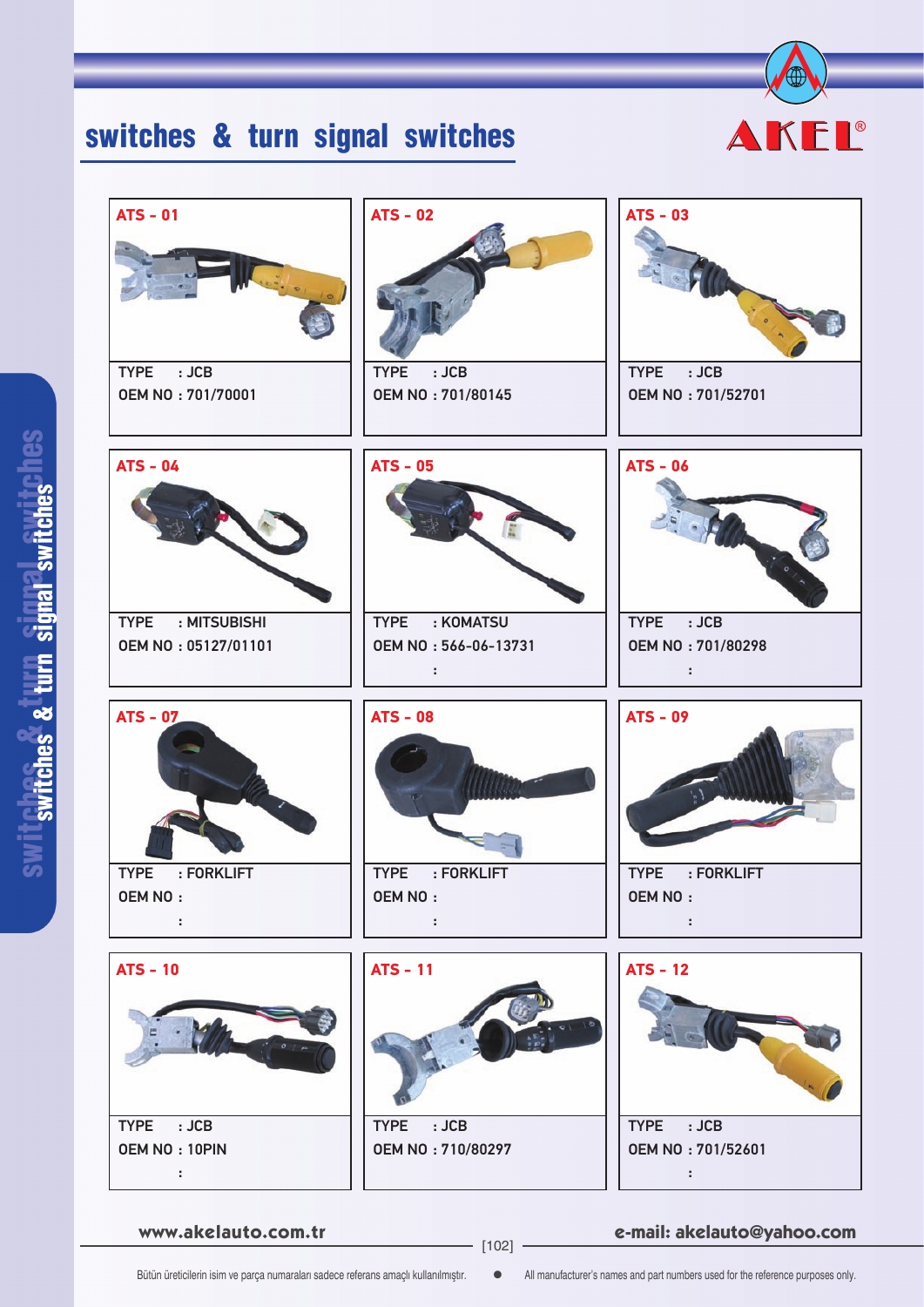# switches & turn signal switches

AKEL®

| ATS - 01 | ATS - 02 | ATS - 03 |
|---|---|---|
| TYPE : JCB<br>OEM NO : 701/70001 | TYPE : JCB<br>OEM NO : 701/80145 | TYPE : JCB<br>OEM NO : 701/52701 |

| ATS - 04 | ATS - 05 | ATS - 06 |
|---|---|---|
| TYPE : MITSUBISHI<br>OEM NO : 05127/01101 | TYPE : KOMATSU<br>OEM NO : 566-06-13731<br>: | TYPE : JCB<br>OEM NO : 701/80298<br>: |

| ATS - 07 | ATS - 08 | ATS - 09 |
|---|---|---|
| TYPE : FORKLIFT<br>OEM NO :<br>: | TYPE : FORKLIFT<br>OEM NO :<br>: | TYPE : FORKLIFT<br>OEM NO :<br>: |

| ATS - 10 | ATS - 11 | ATS - 12 |
|---|---|---|
| TYPE : JCB<br>OEM NO : 10PIN<br>: | TYPE : JCB<br>OEM NO : 710/80297 | TYPE : JCB<br>OEM NO : 701/52601<br>: |

www.akelauto.com.tr

e-mail: akelauto@yahoo.com

Bütün üreticilerin isim ve parça numaraları sadece referans amaçlı kullanılmıştır. ● All manufacturer's names and part numbers used for the reference purposes only.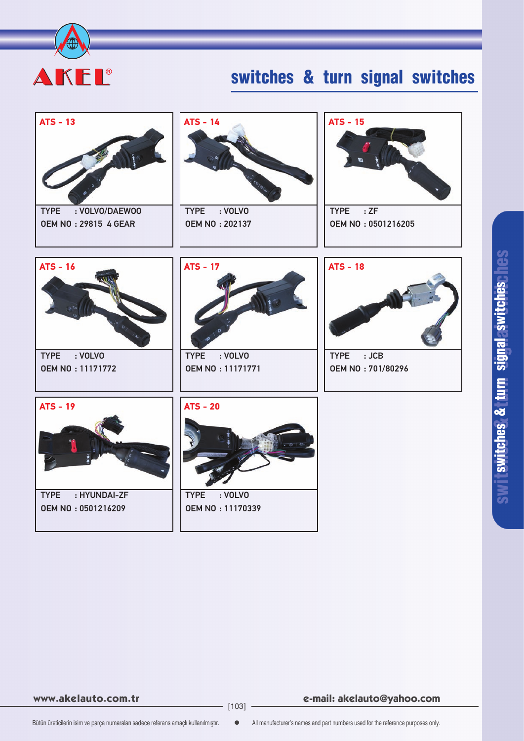# switches & turn signal switches

**ATS - 13**

TYPE : VOLVO/DAEWOO
OEM NO : 29815 4 GEAR

**ATS - 14**

TYPE : VOLVO
OEM NO : 202137

**ATS - 15**

TYPE : ZF
OEM NO : 0501216205

**ATS - 16**

TYPE : VOLVO
OEM NO : 11171772

**ATS - 17**

TYPE : VOLVO
OEM NO : 11171771

**ATS - 18**

TYPE : JCB
OEM NO : 701/80296

**ATS - 19**

TYPE : HYUNDAI-ZF
OEM NO : 0501216209

**ATS - 20**

TYPE : VOLVO
OEM NO : 11170339

www.akelauto.com.tr

e-mail: akelauto@yahoo.com

Bütün üreticilerin isim ve parça numaraları sadece referans amaçlı kullanılmıştır. ● All manufacturer's names and part numbers used for the reference purposes only.